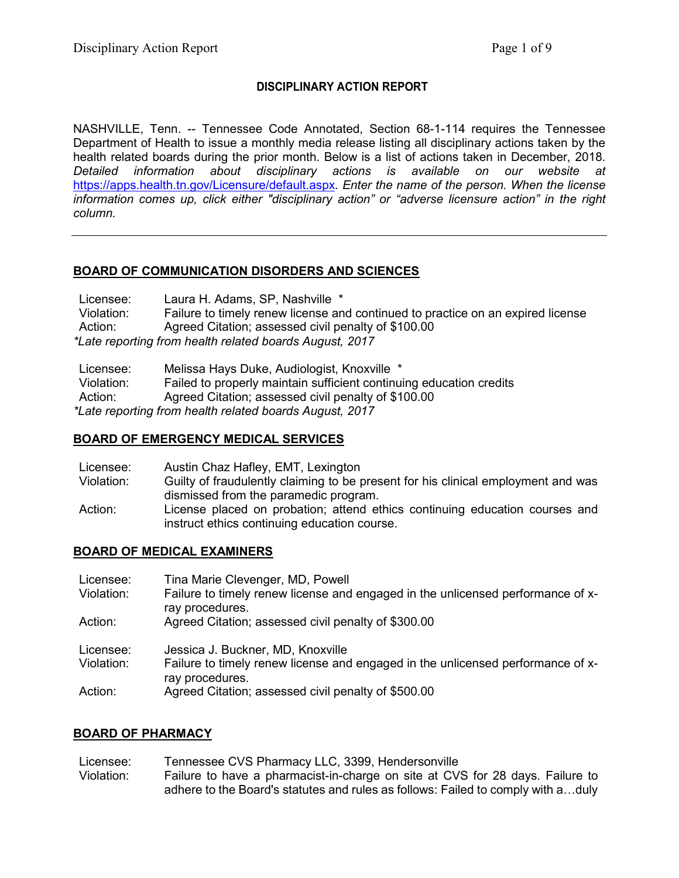## DISCIPLINARY ACTION REPORT

NASHVILLE, Tenn. -- Tennessee Code Annotated, Section 68-1-114 requires the Tennessee Department of Health to issue a monthly media release listing all disciplinary actions taken by the health related boards during the prior month. Below is a list of actions taken in December, 2018. *Detailed information about disciplinary actions is available on our website at* [https://apps.health.tn.gov/Licensure/default.aspx](https://apps.health.tn.gov/Licensure/default.aspx)*. Enter the name of the person. When the license information comes up, click either "disciplinary action" or "adverse licensure action" in the right column.*

---

### BOARD OF COMMUNICATION DISORDERS AND SCIENCES

Licensee: Laura H. Adams, SP, Nashville *
Violation: Failure to timely renew license and continued to practice on an expired license
Action: Agreed Citation; assessed civil penalty of $100.00
*\*Late reporting from health related boards August, 2017*

Licensee: Melissa Hays Duke, Audiologist, Knoxville *
Violation: Failed to properly maintain sufficient continuing education credits
Action: Agreed Citation; assessed civil penalty of $100.00
*\*Late reporting from health related boards August, 2017*

### BOARD OF EMERGENCY MEDICAL SERVICES

Licensee: Austin Chaz Hafley, EMT, Lexington
Violation: Guilty of fraudulently claiming to be present for his clinical employment and was dismissed from the paramedic program.
Action: License placed on probation; attend ethics continuing education courses and instruct ethics continuing education course.

### BOARD OF MEDICAL EXAMINERS

Licensee: Tina Marie Clevenger, MD, Powell
Violation: Failure to timely renew license and engaged in the unlicensed performance of x-ray procedures.
Action: Agreed Citation; assessed civil penalty of $300.00

Licensee: Jessica J. Buckner, MD, Knoxville
Violation: Failure to timely renew license and engaged in the unlicensed performance of x-ray procedures.
Action: Agreed Citation; assessed civil penalty of $500.00

### BOARD OF PHARMACY

Licensee: Tennessee CVS Pharmacy LLC, 3399, Hendersonville
Violation: Failure to have a pharmacist-in-charge on site at CVS for 28 days. Failure to adhere to the Board's statutes and rules as follows: Failed to comply with a…duly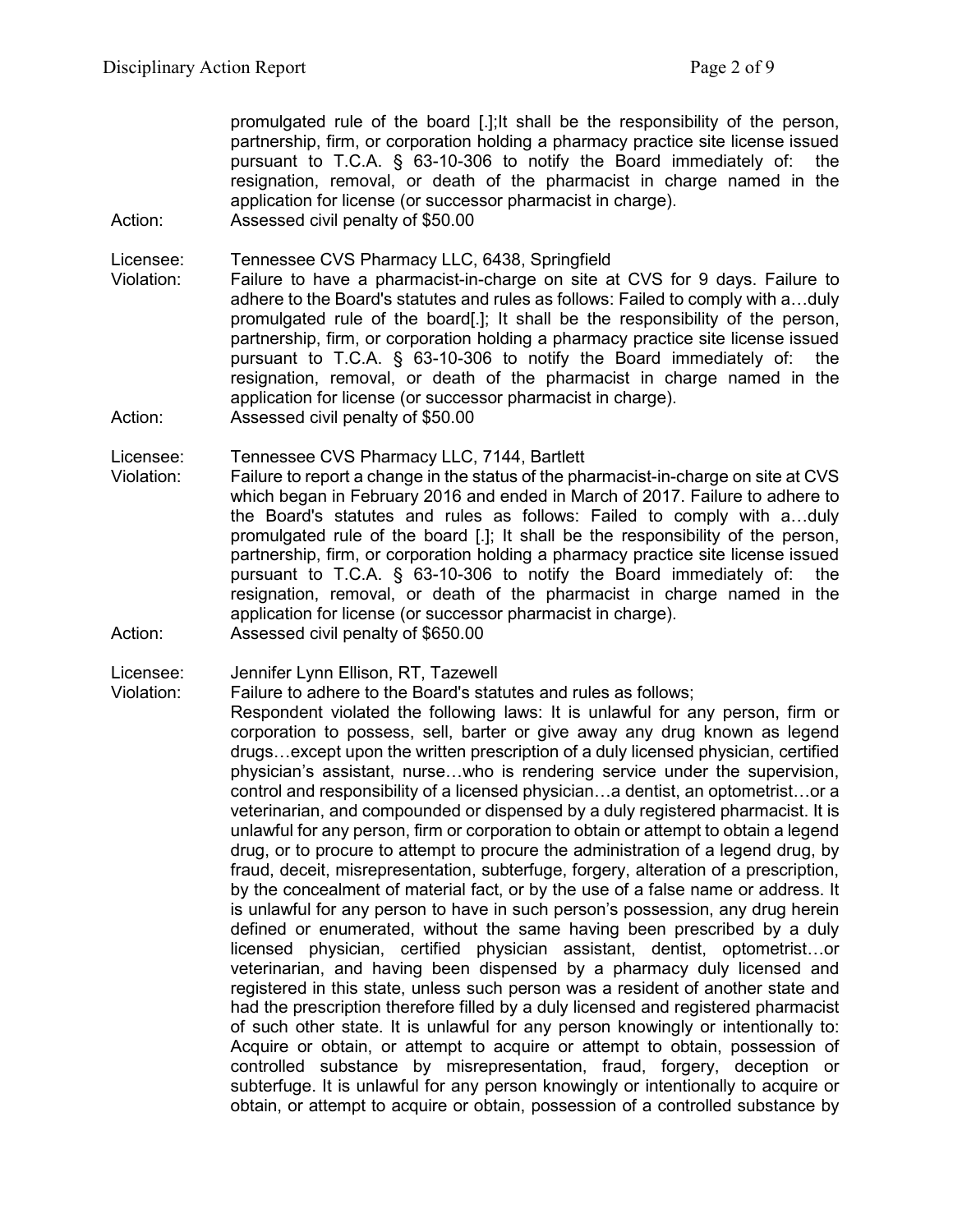promulgated rule of the board [.];It shall be the responsibility of the person, partnership, firm, or corporation holding a pharmacy practice site license issued pursuant to T.C.A. § 63-10-306 to notify the Board immediately of: the resignation, removal, or death of the pharmacist in charge named in the application for license (or successor pharmacist in charge).

Action: Assessed civil penalty of $50.00

Licensee: Tennessee CVS Pharmacy LLC, 6438, Springfield

Violation: Failure to have a pharmacist-in-charge on site at CVS for 9 days. Failure to adhere to the Board's statutes and rules as follows: Failed to comply with a…duly promulgated rule of the board[.]; It shall be the responsibility of the person, partnership, firm, or corporation holding a pharmacy practice site license issued pursuant to T.C.A. § 63-10-306 to notify the Board immediately of: the resignation, removal, or death of the pharmacist in charge named in the application for license (or successor pharmacist in charge).

Action: Assessed civil penalty of $50.00

Licensee: Tennessee CVS Pharmacy LLC, 7144, Bartlett

Violation: Failure to report a change in the status of the pharmacist-in-charge on site at CVS which began in February 2016 and ended in March of 2017. Failure to adhere to the Board's statutes and rules as follows: Failed to comply with a…duly promulgated rule of the board [.]; It shall be the responsibility of the person, partnership, firm, or corporation holding a pharmacy practice site license issued pursuant to T.C.A. § 63-10-306 to notify the Board immediately of: the resignation, removal, or death of the pharmacist in charge named in the application for license (or successor pharmacist in charge).

Action: Assessed civil penalty of $650.00

Licensee: Jennifer Lynn Ellison, RT, Tazewell

Violation: Failure to adhere to the Board's statutes and rules as follows;
Respondent violated the following laws: It is unlawful for any person, firm or corporation to possess, sell, barter or give away any drug known as legend drugs…except upon the written prescription of a duly licensed physician, certified physician's assistant, nurse…who is rendering service under the supervision, control and responsibility of a licensed physician…a dentist, an optometrist…or a veterinarian, and compounded or dispensed by a duly registered pharmacist. It is unlawful for any person, firm or corporation to obtain or attempt to obtain a legend drug, or to procure to attempt to procure the administration of a legend drug, by fraud, deceit, misrepresentation, subterfuge, forgery, alteration of a prescription, by the concealment of material fact, or by the use of a false name or address. It is unlawful for any person to have in such person's possession, any drug herein defined or enumerated, without the same having been prescribed by a duly licensed physician, certified physician assistant, dentist, optometrist…or veterinarian, and having been dispensed by a pharmacy duly licensed and registered in this state, unless such person was a resident of another state and had the prescription therefore filled by a duly licensed and registered pharmacist of such other state. It is unlawful for any person knowingly or intentionally to: Acquire or obtain, or attempt to acquire or attempt to obtain, possession of controlled substance by misrepresentation, fraud, forgery, deception or subterfuge. It is unlawful for any person knowingly or intentionally to acquire or obtain, or attempt to acquire or obtain, possession of a controlled substance by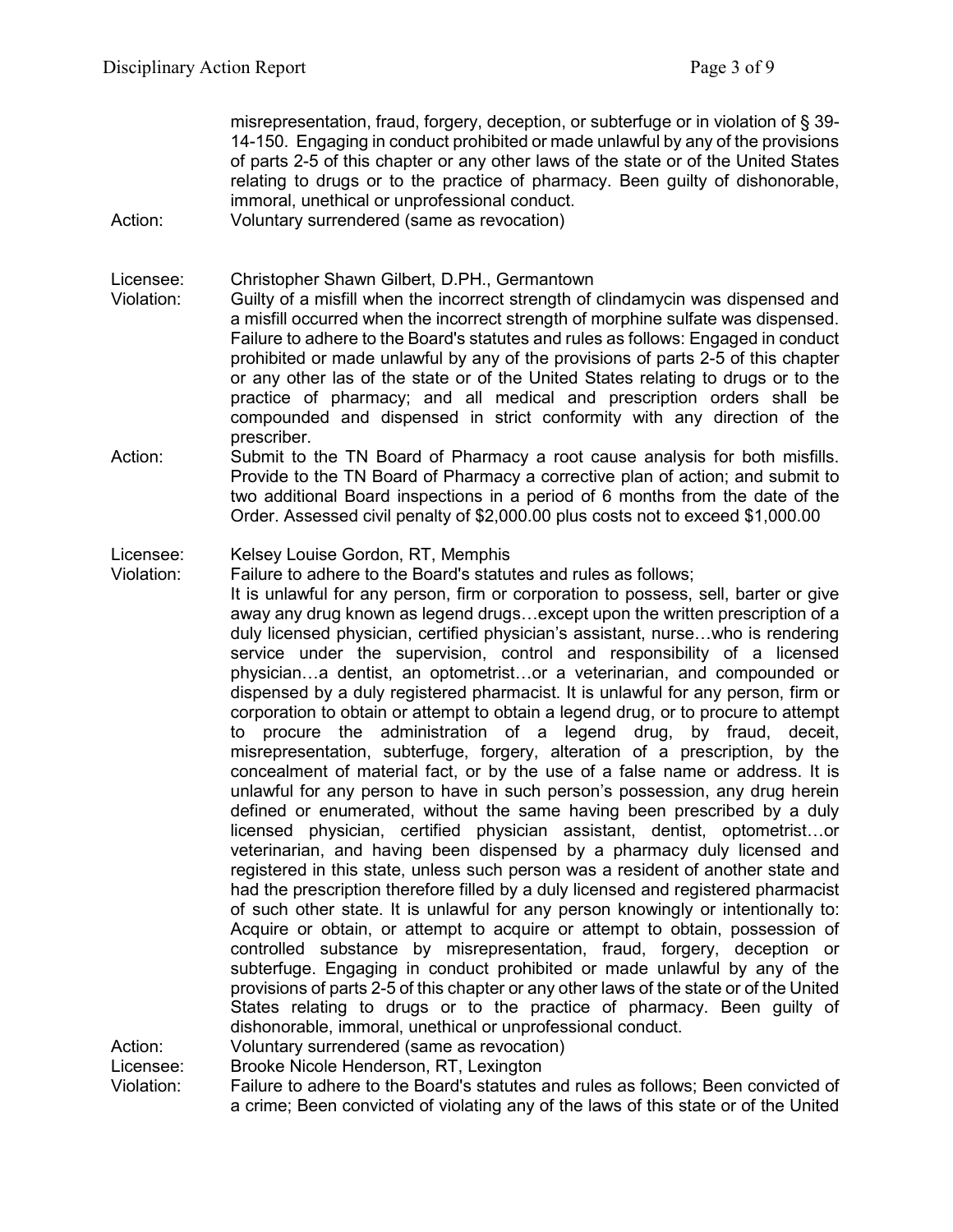misrepresentation, fraud, forgery, deception, or subterfuge or in violation of § 39-14-150. Engaging in conduct prohibited or made unlawful by any of the provisions of parts 2-5 of this chapter or any other laws of the state or of the United States relating to drugs or to the practice of pharmacy. Been guilty of dishonorable, immoral, unethical or unprofessional conduct.

Action: Voluntary surrendered (same as revocation)

Licensee: Christopher Shawn Gilbert, D.PH., Germantown

Violation: Guilty of a misfill when the incorrect strength of clindamycin was dispensed and a misfill occurred when the incorrect strength of morphine sulfate was dispensed. Failure to adhere to the Board's statutes and rules as follows: Engaged in conduct prohibited or made unlawful by any of the provisions of parts 2-5 of this chapter or any other las of the state or of the United States relating to drugs or to the practice of pharmacy; and all medical and prescription orders shall be compounded and dispensed in strict conformity with any direction of the prescriber.

Action: Submit to the TN Board of Pharmacy a root cause analysis for both misfills. Provide to the TN Board of Pharmacy a corrective plan of action; and submit to two additional Board inspections in a period of 6 months from the date of the Order. Assessed civil penalty of $2,000.00 plus costs not to exceed $1,000.00

Licensee: Kelsey Louise Gordon, RT, Memphis

Violation: Failure to adhere to the Board's statutes and rules as follows;
It is unlawful for any person, firm or corporation to possess, sell, barter or give away any drug known as legend drugs…except upon the written prescription of a duly licensed physician, certified physician's assistant, nurse…who is rendering service under the supervision, control and responsibility of a licensed physician…a dentist, an optometrist…or a veterinarian, and compounded or dispensed by a duly registered pharmacist. It is unlawful for any person, firm or corporation to obtain or attempt to obtain a legend drug, or to procure to attempt to procure the administration of a legend drug, by fraud, deceit, misrepresentation, subterfuge, forgery, alteration of a prescription, by the concealment of material fact, or by the use of a false name or address. It is unlawful for any person to have in such person's possession, any drug herein defined or enumerated, without the same having been prescribed by a duly licensed physician, certified physician assistant, dentist, optometrist…or veterinarian, and having been dispensed by a pharmacy duly licensed and registered in this state, unless such person was a resident of another state and had the prescription therefore filled by a duly licensed and registered pharmacist of such other state. It is unlawful for any person knowingly or intentionally to: Acquire or obtain, or attempt to acquire or attempt to obtain, possession of controlled substance by misrepresentation, fraud, forgery, deception or subterfuge. Engaging in conduct prohibited or made unlawful by any of the provisions of parts 2-5 of this chapter or any other laws of the state or of the United States relating to drugs or to the practice of pharmacy. Been guilty of dishonorable, immoral, unethical or unprofessional conduct.

Action: Voluntary surrendered (same as revocation)

Licensee: Brooke Nicole Henderson, RT, Lexington

Violation: Failure to adhere to the Board's statutes and rules as follows; Been convicted of a crime; Been convicted of violating any of the laws of this state or of the United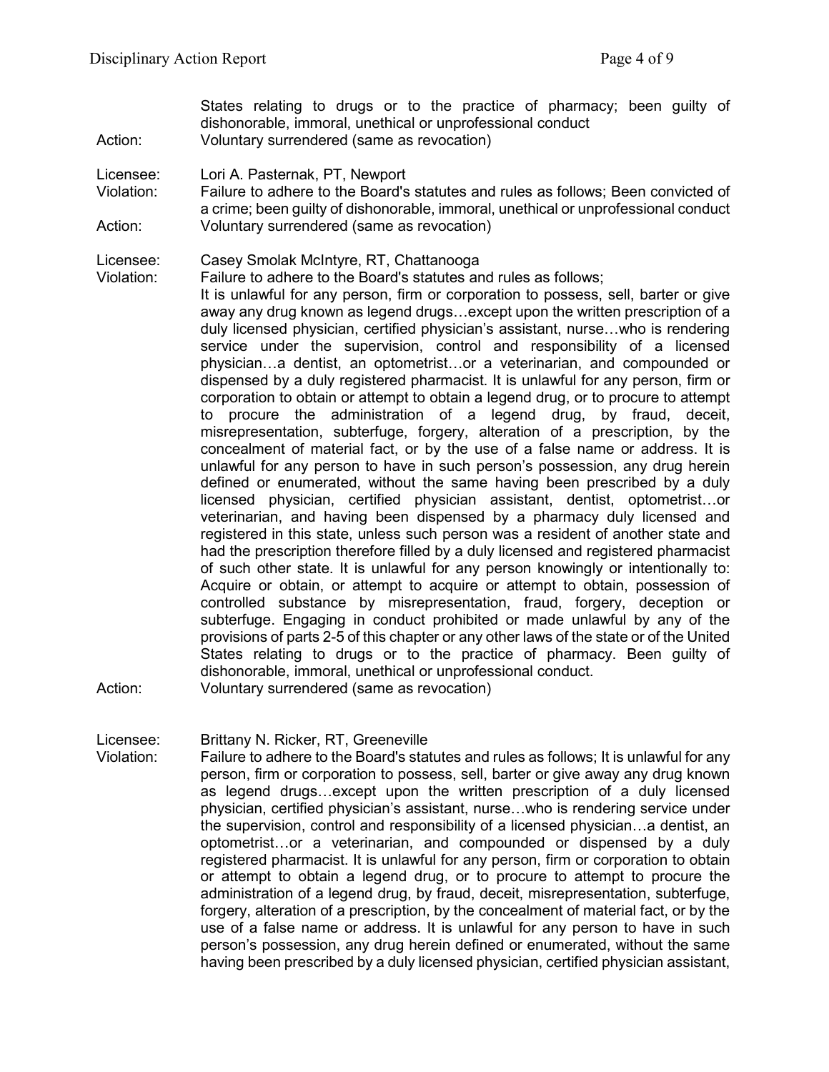States relating to drugs or to the practice of pharmacy; been guilty of dishonorable, immoral, unethical or unprofessional conduct

Action: Voluntary surrendered (same as revocation)

Licensee: Lori A. Pasternak, PT, Newport

Violation: Failure to adhere to the Board's statutes and rules as follows; Been convicted of a crime; been guilty of dishonorable, immoral, unethical or unprofessional conduct

Action: Voluntary surrendered (same as revocation)

Licensee: Casey Smolak McIntyre, RT, Chattanooga

Violation: Failure to adhere to the Board's statutes and rules as follows; It is unlawful for any person, firm or corporation to possess, sell, barter or give away any drug known as legend drugs…except upon the written prescription of a duly licensed physician, certified physician's assistant, nurse…who is rendering service under the supervision, control and responsibility of a licensed physician…a dentist, an optometrist…or a veterinarian, and compounded or dispensed by a duly registered pharmacist. It is unlawful for any person, firm or corporation to obtain or attempt to obtain a legend drug, or to procure to attempt to procure the administration of a legend drug, by fraud, deceit, misrepresentation, subterfuge, forgery, alteration of a prescription, by the concealment of material fact, or by the use of a false name or address. It is unlawful for any person to have in such person's possession, any drug herein defined or enumerated, without the same having been prescribed by a duly licensed physician, certified physician assistant, dentist, optometrist…or veterinarian, and having been dispensed by a pharmacy duly licensed and registered in this state, unless such person was a resident of another state and had the prescription therefore filled by a duly licensed and registered pharmacist of such other state. It is unlawful for any person knowingly or intentionally to: Acquire or obtain, or attempt to acquire or attempt to obtain, possession of controlled substance by misrepresentation, fraud, forgery, deception or subterfuge. Engaging in conduct prohibited or made unlawful by any of the provisions of parts 2-5 of this chapter or any other laws of the state or of the United States relating to drugs or to the practice of pharmacy. Been guilty of dishonorable, immoral, unethical or unprofessional conduct.

Action: Voluntary surrendered (same as revocation)

Licensee: Brittany N. Ricker, RT, Greeneville

Violation: Failure to adhere to the Board's statutes and rules as follows; It is unlawful for any person, firm or corporation to possess, sell, barter or give away any drug known as legend drugs…except upon the written prescription of a duly licensed physician, certified physician's assistant, nurse…who is rendering service under the supervision, control and responsibility of a licensed physician…a dentist, an optometrist…or a veterinarian, and compounded or dispensed by a duly registered pharmacist. It is unlawful for any person, firm or corporation to obtain or attempt to obtain a legend drug, or to procure to attempt to procure the administration of a legend drug, by fraud, deceit, misrepresentation, subterfuge, forgery, alteration of a prescription, by the concealment of material fact, or by the use of a false name or address. It is unlawful for any person to have in such person's possession, any drug herein defined or enumerated, without the same having been prescribed by a duly licensed physician, certified physician assistant,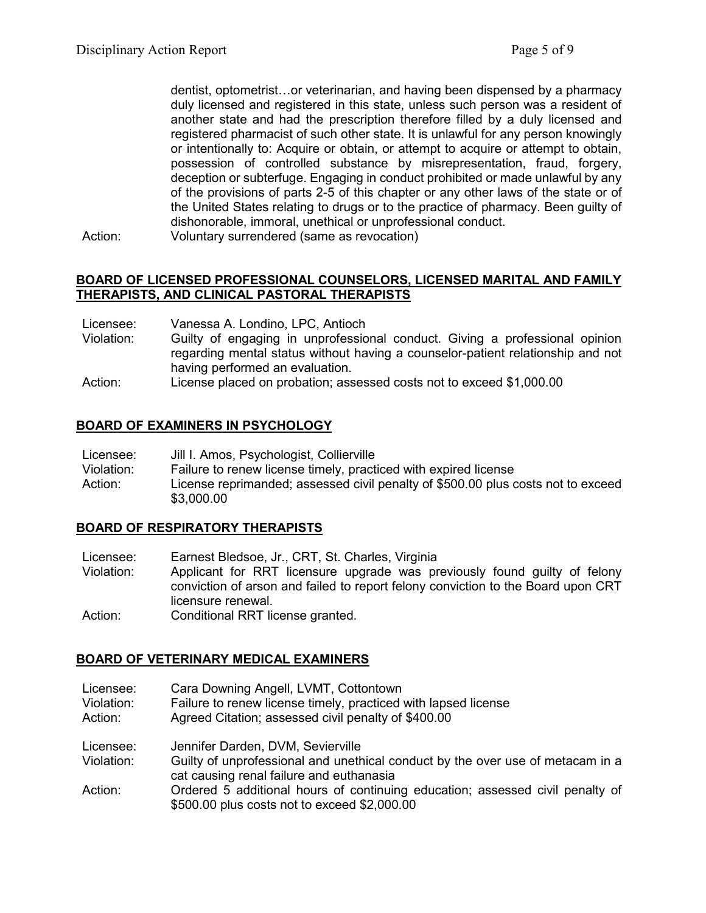dentist, optometrist…or veterinarian, and having been dispensed by a pharmacy duly licensed and registered in this state, unless such person was a resident of another state and had the prescription therefore filled by a duly licensed and registered pharmacist of such other state. It is unlawful for any person knowingly or intentionally to: Acquire or obtain, or attempt to acquire or attempt to obtain, possession of controlled substance by misrepresentation, fraud, forgery, deception or subterfuge. Engaging in conduct prohibited or made unlawful by any of the provisions of parts 2-5 of this chapter or any other laws of the state or of the United States relating to drugs or to the practice of pharmacy. Been guilty of dishonorable, immoral, unethical or unprofessional conduct.

Action: Voluntary surrendered (same as revocation)

## BOARD OF LICENSED PROFESSIONAL COUNSELORS, LICENSED MARITAL AND FAMILY THERAPISTS, AND CLINICAL PASTORAL THERAPISTS

Licensee: Vanessa A. Londino, LPC, Antioch
Violation: Guilty of engaging in unprofessional conduct. Giving a professional opinion regarding mental status without having a counselor-patient relationship and not having performed an evaluation.
Action: License placed on probation; assessed costs not to exceed $1,000.00

## BOARD OF EXAMINERS IN PSYCHOLOGY

Licensee: Jill I. Amos, Psychologist, Collierville
Violation: Failure to renew license timely, practiced with expired license
Action: License reprimanded; assessed civil penalty of $500.00 plus costs not to exceed $3,000.00

## BOARD OF RESPIRATORY THERAPISTS

Licensee: Earnest Bledsoe, Jr., CRT, St. Charles, Virginia
Violation: Applicant for RRT licensure upgrade was previously found guilty of felony conviction of arson and failed to report felony conviction to the Board upon CRT licensure renewal.
Action: Conditional RRT license granted.

## BOARD OF VETERINARY MEDICAL EXAMINERS

Licensee: Cara Downing Angell, LVMT, Cottontown
Violation: Failure to renew license timely, practiced with lapsed license
Action: Agreed Citation; assessed civil penalty of $400.00

Licensee: Jennifer Darden, DVM, Sevierville
Violation: Guilty of unprofessional and unethical conduct by the over use of metacam in a cat causing renal failure and euthanasia
Action: Ordered 5 additional hours of continuing education; assessed civil penalty of $500.00 plus costs not to exceed $2,000.00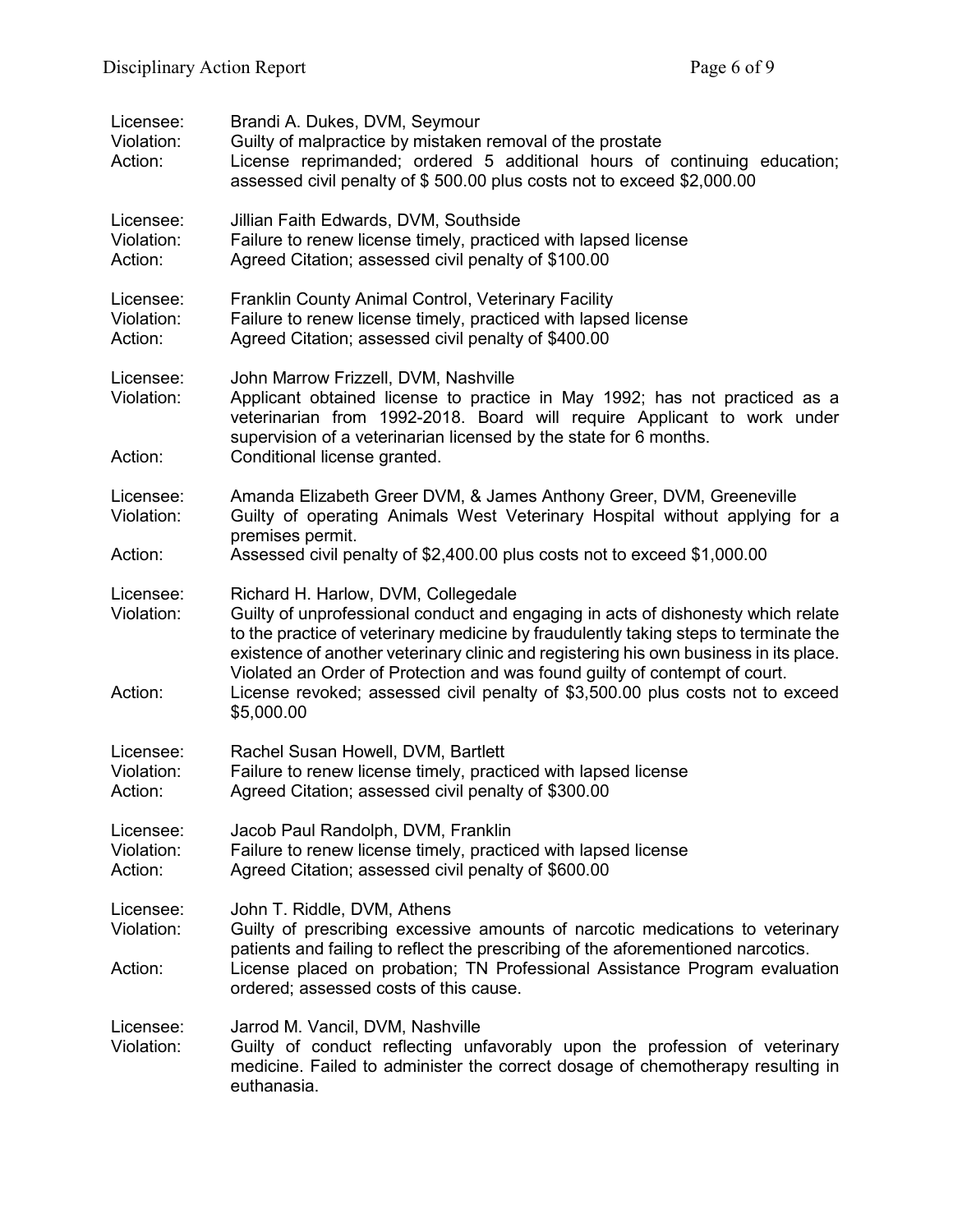Licensee: Brandi A. Dukes, DVM, Seymour
Violation: Guilty of malpractice by mistaken removal of the prostate
Action: License reprimanded; ordered 5 additional hours of continuing education; assessed civil penalty of $ 500.00 plus costs not to exceed $2,000.00

Licensee: Jillian Faith Edwards, DVM, Southside
Violation: Failure to renew license timely, practiced with lapsed license
Action: Agreed Citation; assessed civil penalty of $100.00

Licensee: Franklin County Animal Control, Veterinary Facility
Violation: Failure to renew license timely, practiced with lapsed license
Action: Agreed Citation; assessed civil penalty of $400.00

Licensee: John Marrow Frizzell, DVM, Nashville
Violation: Applicant obtained license to practice in May 1992; has not practiced as a veterinarian from 1992-2018. Board will require Applicant to work under supervision of a veterinarian licensed by the state for 6 months.
Action: Conditional license granted.

Licensee: Amanda Elizabeth Greer DVM, & James Anthony Greer, DVM, Greeneville
Violation: Guilty of operating Animals West Veterinary Hospital without applying for a premises permit.
Action: Assessed civil penalty of $2,400.00 plus costs not to exceed $1,000.00

Licensee: Richard H. Harlow, DVM, Collegedale
Violation: Guilty of unprofessional conduct and engaging in acts of dishonesty which relate to the practice of veterinary medicine by fraudulently taking steps to terminate the existence of another veterinary clinic and registering his own business in its place. Violated an Order of Protection and was found guilty of contempt of court.
Action: License revoked; assessed civil penalty of $3,500.00 plus costs not to exceed $5,000.00

Licensee: Rachel Susan Howell, DVM, Bartlett
Violation: Failure to renew license timely, practiced with lapsed license
Action: Agreed Citation; assessed civil penalty of $300.00

Licensee: Jacob Paul Randolph, DVM, Franklin
Violation: Failure to renew license timely, practiced with lapsed license
Action: Agreed Citation; assessed civil penalty of $600.00

Licensee: John T. Riddle, DVM, Athens
Violation: Guilty of prescribing excessive amounts of narcotic medications to veterinary patients and failing to reflect the prescribing of the aforementioned narcotics.
Action: License placed on probation; TN Professional Assistance Program evaluation ordered; assessed costs of this cause.

Licensee: Jarrod M. Vancil, DVM, Nashville
Violation: Guilty of conduct reflecting unfavorably upon the profession of veterinary medicine. Failed to administer the correct dosage of chemotherapy resulting in euthanasia.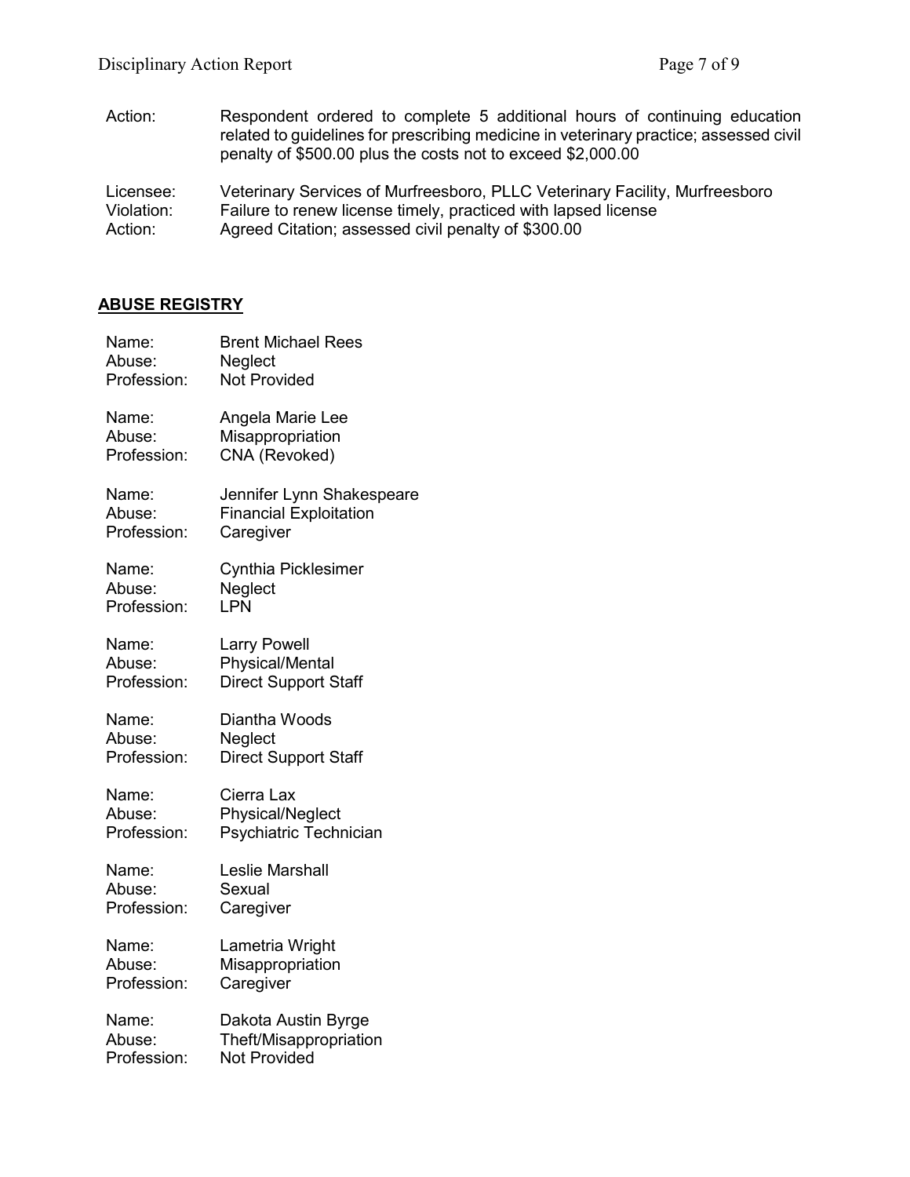Action: Respondent ordered to complete 5 additional hours of continuing education related to guidelines for prescribing medicine in veterinary practice; assessed civil penalty of $500.00 plus the costs not to exceed $2,000.00

Licensee: Veterinary Services of Murfreesboro, PLLC Veterinary Facility, Murfreesboro
Violation: Failure to renew license timely, practiced with lapsed license
Action: Agreed Citation; assessed civil penalty of $300.00

## **ABUSE REGISTRY**

Name: Brent Michael Rees
Abuse: Neglect
Profession: Not Provided

Name: Angela Marie Lee
Abuse: Misappropriation
Profession: CNA (Revoked)

Name: Jennifer Lynn Shakespeare
Abuse: Financial Exploitation
Profession: Caregiver

Name: Cynthia Picklesimer
Abuse: Neglect
Profession: LPN

Name: Larry Powell
Abuse: Physical/Mental
Profession: Direct Support Staff

Name: Diantha Woods
Abuse: Neglect
Profession: Direct Support Staff

Name: Cierra Lax
Abuse: Physical/Neglect
Profession: Psychiatric Technician

Name: Leslie Marshall
Abuse: Sexual
Profession: Caregiver

Name: Lametria Wright
Abuse: Misappropriation
Profession: Caregiver

Name: Dakota Austin Byrge
Abuse: Theft/Misappropriation
Profession: Not Provided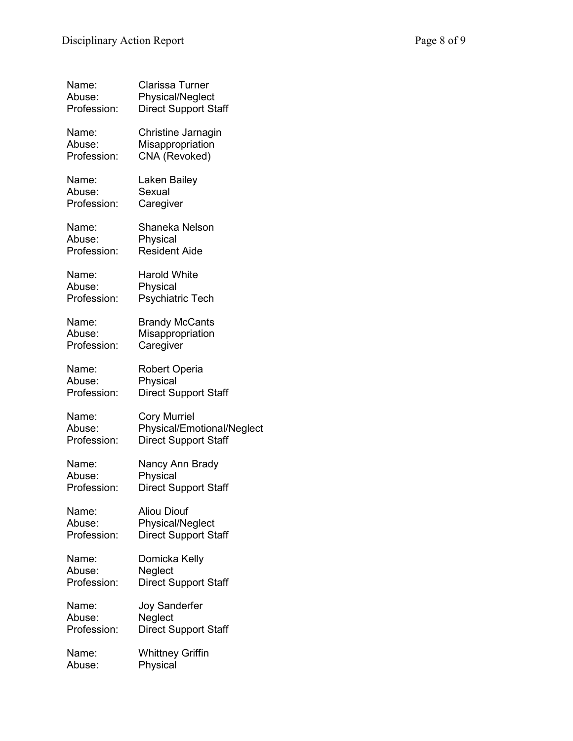Name: Clarissa Turner
Abuse: Physical/Neglect
Profession: Direct Support Staff

Name: Christine Jarnagin
Abuse: Misappropriation
Profession: CNA (Revoked)

Name: Laken Bailey
Abuse: Sexual
Profession: Caregiver

Name: Shaneka Nelson
Abuse: Physical
Profession: Resident Aide

Name: Harold White
Abuse: Physical
Profession: Psychiatric Tech

Name: Brandy McCants
Abuse: Misappropriation
Profession: Caregiver

Name: Robert Operia
Abuse: Physical
Profession: Direct Support Staff

Name: Cory Murriel
Abuse: Physical/Emotional/Neglect
Profession: Direct Support Staff

Name: Nancy Ann Brady
Abuse: Physical
Profession: Direct Support Staff

Name: Aliou Diouf
Abuse: Physical/Neglect
Profession: Direct Support Staff

Name: Domicka Kelly
Abuse: Neglect
Profession: Direct Support Staff

Name: Joy Sanderfer
Abuse: Neglect
Profession: Direct Support Staff

Name: Whittney Griffin
Abuse: Physical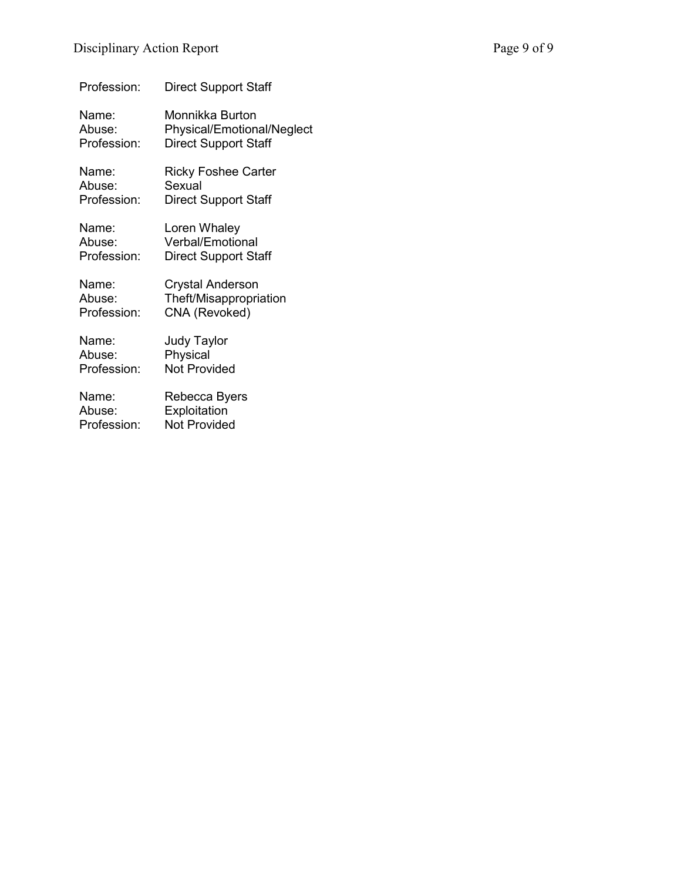Profession: Direct Support Staff

Name: Monnikka Burton
Abuse: Physical/Emotional/Neglect
Profession: Direct Support Staff

Name: Ricky Foshee Carter
Abuse: Sexual
Profession: Direct Support Staff

Name: Loren Whaley
Abuse: Verbal/Emotional
Profession: Direct Support Staff

Name: Crystal Anderson
Abuse: Theft/Misappropriation
Profession: CNA (Revoked)

Name: Judy Taylor
Abuse: Physical
Profession: Not Provided

Name: Rebecca Byers
Abuse: Exploitation
Profession: Not Provided